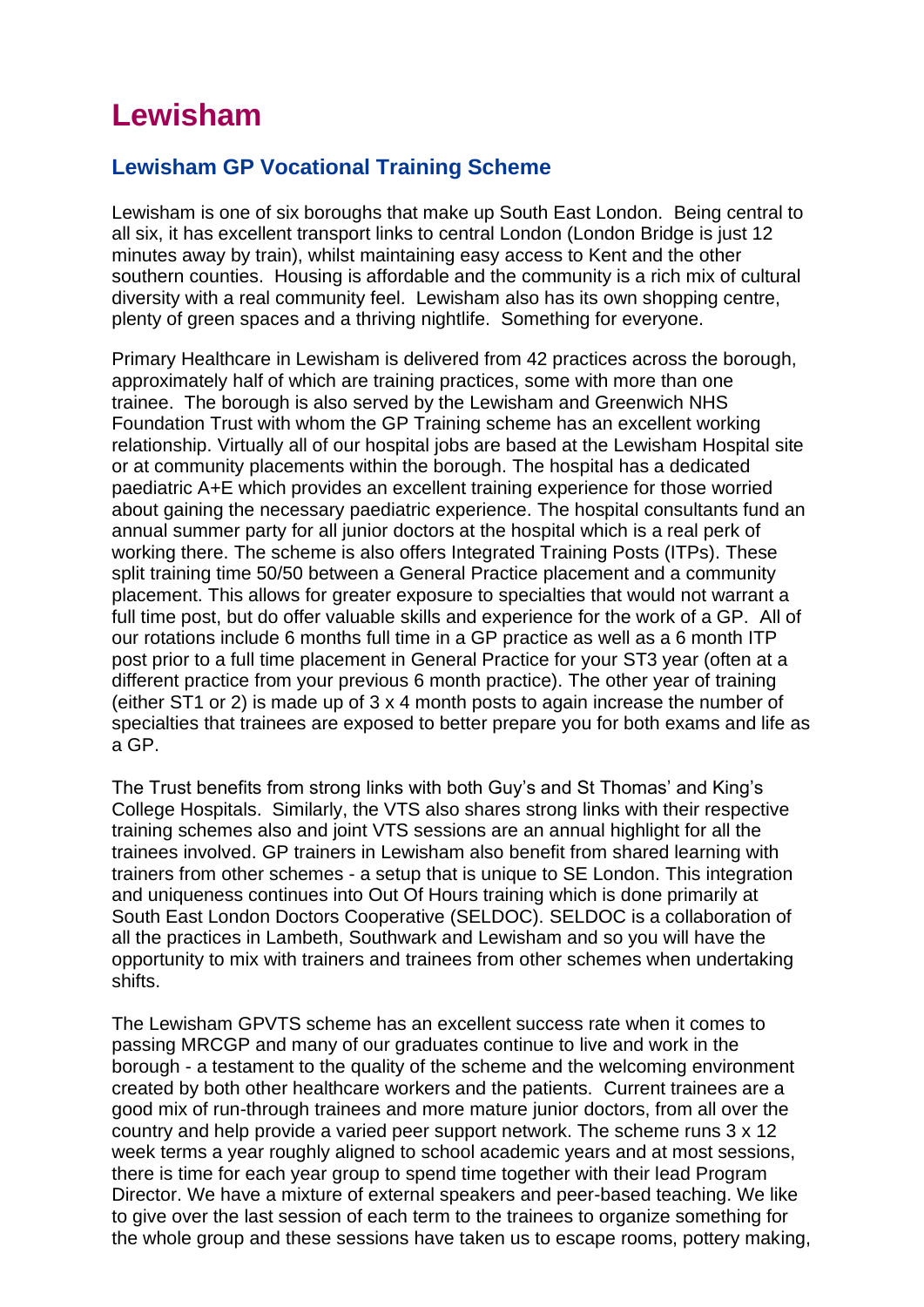# Lewisham

## Lewisham GP Vocational Training Scheme

Lewisham is one of six boroughs that make up South East London. Being central to all six, it has excellent transport links to central London (London Bridge is just 12 minutes away by train), whilst maintaining easy access to Kent and the other southern counties. Housing is affordable and the community is a rich mix of cultural diversity with a real community feel. Lewisham also has its own shopping centre, plenty of green spaces and a thriving nightlife. Something for everyone.

Primary Healthcare in Lewisham is delivered from 42 practices across the borough, approximately half of which are training practices, some with more than one trainee. The borough is also served by the Lewisham and Greenwich NHS Foundation Trust with whom the GP Training scheme has an excellent working relationship. Virtually all of our hospital jobs are based at the Lewisham Hospital site or at community placements within the borough. The hospital has a dedicated paediatric A+E which provides an excellent training experience for those worried about gaining the necessary paediatric experience. The hospital consultants fund an annual summer party for all junior doctors at the hospital which is a real perk of working there. The scheme is also offers Integrated Training Posts (ITPs). These split training time 50/50 between a General Practice placement and a community placement. This allows for greater exposure to specialties that would not warrant a full time post, but do offer valuable skills and experience for the work of a GP. All of our rotations include 6 months full time in a GP practice as well as a 6 month ITP post prior to a full time placement in General Practice for your ST3 year (often at a different practice from your previous 6 month practice). The other year of training (either ST1 or 2) is made up of 3 x 4 month posts to again increase the number of specialties that trainees are exposed to better prepare you for both exams and life as a GP.

The Trust benefits from strong links with both Guy's and St Thomas' and King's College Hospitals. Similarly, the VTS also shares strong links with their respective training schemes also and joint VTS sessions are an annual highlight for all the trainees involved. GP trainers in Lewisham also benefit from shared learning with trainers from other schemes - a setup that is unique to SE London. This integration and uniqueness continues into Out Of Hours training which is done primarily at South East London Doctors Cooperative (SELDOC). SELDOC is a collaboration of all the practices in Lambeth, Southwark and Lewisham and so you will have the opportunity to mix with trainers and trainees from other schemes when undertaking shifts.

The Lewisham GPVTS scheme has an excellent success rate when it comes to passing MRCGP and many of our graduates continue to live and work in the borough - a testament to the quality of the scheme and the welcoming environment created by both other healthcare workers and the patients. Current trainees are a good mix of run-through trainees and more mature junior doctors, from all over the country and help provide a varied peer support network. The scheme runs 3 x 12 week terms a year roughly aligned to school academic years and at most sessions, there is time for each year group to spend time together with their lead Program Director. We have a mixture of external speakers and peer-based teaching. We like to give over the last session of each term to the trainees to organize something for the whole group and these sessions have taken us to escape rooms, pottery making,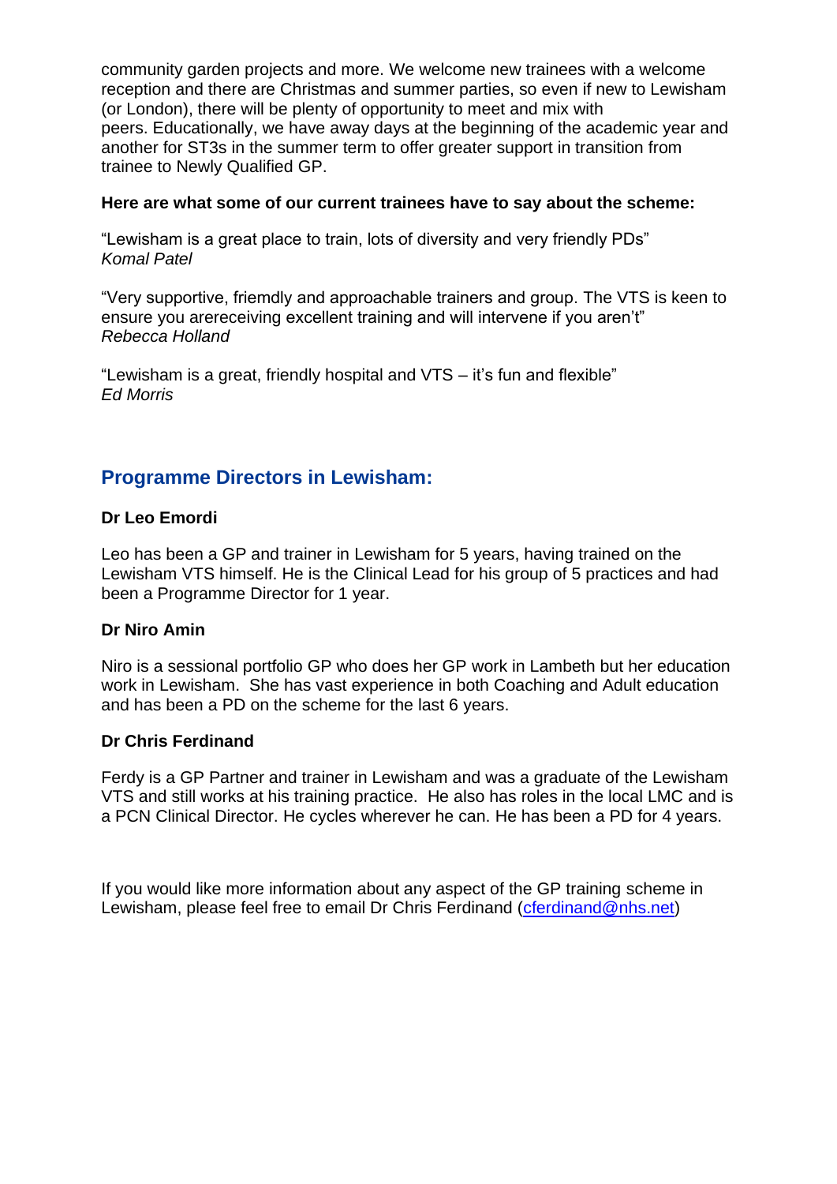community garden projects and more. We welcome new trainees with a welcome reception and there are Christmas and summer parties, so even if new to Lewisham (or London), there will be plenty of opportunity to meet and mix with peers. Educationally, we have away days at the beginning of the academic year and another for ST3s in the summer term to offer greater support in transition from trainee to Newly Qualified GP.

**Here are what some of our current trainees have to say about the scheme:**

"Lewisham is a great place to train, lots of diversity and very friendly PDs"
*Komal Patel*

"Very supportive, friemdly and approachable trainers and group. The VTS is keen to ensure you arereceiving excellent training and will intervene if you aren't"
*Rebecca Holland*

"Lewisham is a great, friendly hospital and VTS – it's fun and flexible"
*Ed Morris*

## Programme Directors in Lewisham:

**Dr Leo Emordi**

Leo has been a GP and trainer in Lewisham for 5 years, having trained on the Lewisham VTS himself. He is the Clinical Lead for his group of 5 practices and had been a Programme Director for 1 year.

**Dr Niro Amin**

Niro is a sessional portfolio GP who does her GP work in Lambeth but her education work in Lewisham. She has vast experience in both Coaching and Adult education and has been a PD on the scheme for the last 6 years.

**Dr Chris Ferdinand**

Ferdy is a GP Partner and trainer in Lewisham and was a graduate of the Lewisham VTS and still works at his training practice. He also has roles in the local LMC and is a PCN Clinical Director. He cycles wherever he can. He has been a PD for 4 years.

If you would like more information about any aspect of the GP training scheme in Lewisham, please feel free to email Dr Chris Ferdinand (cferdinand@nhs.net)